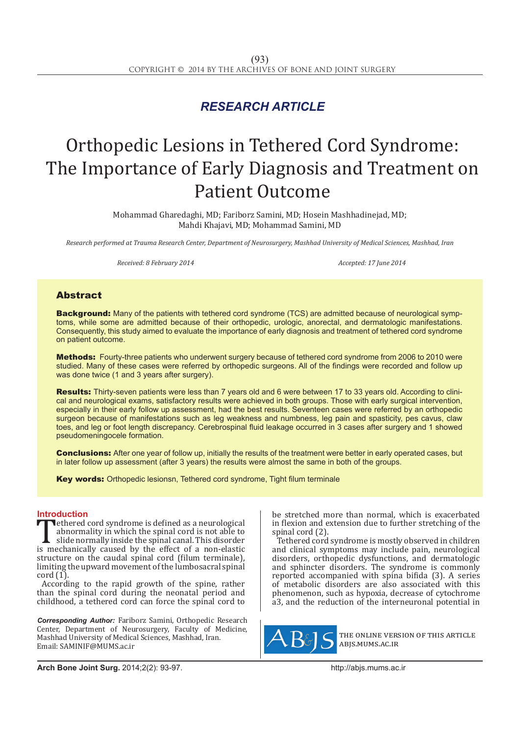*RESEARCH ARTICLE*

# Orthopedic Lesions in Tethered Cord Syndrome: The Importance of Early Diagnosis and Treatment on Patient Outcome

Mohammad Gharedaghi, MD; Fariborz Samini, MD; Hosein Mashhadinejad, MD; Mahdi Khajavi, MD; Mohammad Samini, MD

*Research performed at Trauma Research Center, Department of Neurosurgery, Mashhad University of Medical Sciences, Mashhad, Iran*

*Received: 8 February 2014* *Accepted: 17 June 2014*

## Abstract

**Background:** Many of the patients with tethered cord syndrome (TCS) are admitted because of neurological symptoms, while some are admitted because of their orthopedic, urologic, anorectal, and dermatologic manifestations. Consequently, this study aimed to evaluate the importance of early diagnosis and treatment of tethered cord syndrome on patient outcome.

**Methods:** Fourty-three patients who underwent surgery because of tethered cord syndrome from 2006 to 2010 were studied. Many of these cases were referred by orthopedic surgeons. All of the findings were recorded and follow up was done twice (1 and 3 years after surgery).

**Results:** Thirty-seven patients were less than 7 years old and 6 were between 17 to 33 years old. According to clinical and neurological exams, satisfactory results were achieved in both groups. Those with early surgical intervention, especially in their early follow up assessment, had the best results. Seventeen cases were referred by an orthopedic surgeon because of manifestations such as leg weakness and numbness, leg pain and spasticity, pes cavus, claw toes, and leg or foot length discrepancy. Cerebrospinal fluid leakage occurred in 3 cases after surgery and 1 showed pseudomeningocele formation.

**Conclusions:** After one year of follow up, initially the results of the treatment were better in early operated cases, but in later follow up assessment (after 3 years) the results were almost the same in both of the groups.

**Key words:** Orthopedic lesionsn, Tethered cord syndrome, Tight filum terminale

## Introduction

Tethered cord syndrome is defined as a neurological abnormality in which the spinal cord is not able to slide normally inside the spinal canal. This disorder is mechanically caused by the effect of a non-elastic structure on the caudal spinal cord (filum terminale), limiting the upward movement of the lumbosacral spinal cord (1).

According to the rapid growth of the spine, rather than the spinal cord during the neonatal period and childhood, a tethered cord can force the spinal cord to be stretched more than normal, which is exacerbated in flexion and extension due to further stretching of the spinal cord (2).

Tethered cord syndrome is mostly observed in children and clinical symptoms may include pain, neurological disorders, orthopedic dysfunctions, and dermatologic and sphincter disorders. The syndrome is commonly reported accompanied with spina bifida (3). A series of metabolic disorders are also associated with this phenomenon, such as hypoxia, decrease of cytochrome a3, and the reduction of the interneuronal potential in

***Corresponding Author:*** Fariborz Samini, Orthopedic Research Center, Department of Neurosurgery, Faculty of Medicine, Mashhad University of Medical Sciences, Mashhad, Iran.
Email: SAMINIF@MUMS.ac.ir

THE ONLINE VERSION OF THIS ARTICLE
ABJS.MUMS.AC.IR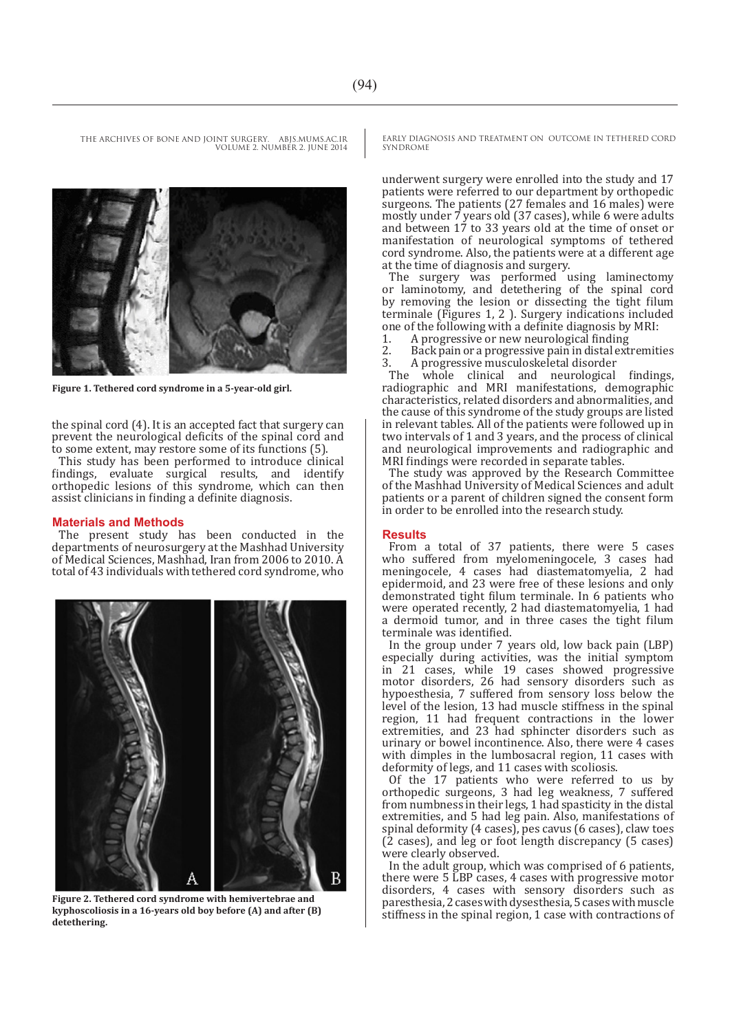Figure 1. Tethered cord syndrome in a 5-year-old girl.

the spinal cord (4). It is an accepted fact that surgery can prevent the neurological deficits of the spinal cord and to some extent, may restore some of its functions (5).

This study has been performed to introduce clinical findings, evaluate surgical results, and identify orthopedic lesions of this syndrome, which can then assist clinicians in finding a definite diagnosis.

## Materials and Methods

The present study has been conducted in the departments of neurosurgery at the Mashhad University of Medical Sciences, Mashhad, Iran from 2006 to 2010. A total of 43 individuals with tethered cord syndrome, who underwent surgery were enrolled into the study and 17 patients were referred to our department by orthopedic surgeons. The patients (27 females and 16 males) were mostly under 7 years old (37 cases), while 6 were adults and between 17 to 33 years old at the time of onset or manifestation of neurological symptoms of tethered cord syndrome. Also, the patients were at a different age at the time of diagnosis and surgery.

The surgery was performed using laminectomy or laminotomy, and detethering the spinal cord by removing the lesion or dissecting the tight filum terminale (Figures 1, 2 ). Surgery indications included one of the following with a definite diagnosis by MRI:

1. A progressive or new neurological finding
2. Back pain or a progressive pain in distal extremities
3. A progressive musculoskeletal disorder

The whole clinical and neurological findings, radiographic and MRI manifestations, demographic characteristics, related disorders and abnormalities, and the cause of this syndrome of the study groups are listed in relevant tables. All of the patients were followed up in two intervals of 1 and 3 years, and the process of clinical and neurological improvements and radiographic and MRI findings were recorded in separate tables.

The study was approved by the Research Committee of the Mashhad University of Medical Sciences and adult patients or a parent of children signed the consent form in order to be enrolled into the research study.

Figure 2. Tethered cord syndrome with hemivertebrae and kyphoscoliosis in a 16-years old boy before (A) and after (B) detethering.

## Results

From a total of 37 patients, there were 5 cases who suffered from myelomeningocele, 3 cases had meningocele, 4 cases had diastematomyelia, 2 had epidermoid, and 23 were free of these lesions and only demonstrated tight filum terminale. In 6 patients who were operated recently, 2 had diastematomyelia, 1 had a dermoid tumor, and in three cases the tight filum terminale was identified.

In the group under 7 years old, low back pain (LBP) especially during activities, was the initial symptom in 21 cases, while 19 cases showed progressive motor disorders, 26 had sensory disorders such as hypoesthesia, 7 suffered from sensory loss below the level of the lesion, 13 had muscle stiffness in the spinal region, 11 had frequent contractions in the lower extremities, and 23 had sphincter disorders such as urinary or bowel incontinence. Also, there were 4 cases with dimples in the lumbosacral region, 11 cases with deformity of legs, and 11 cases with scoliosis.

Of the 17 patients who were referred to us by orthopedic surgeons, 3 had leg weakness, 7 suffered from numbness in their legs, 1 had spasticity in the distal extremities, and 5 had leg pain. Also, manifestations of spinal deformity (4 cases), pes cavus (6 cases), claw toes (2 cases), and leg or foot length discrepancy (5 cases) were clearly observed.

In the adult group, which was comprised of 6 patients, there were 5 LBP cases, 4 cases with progressive motor disorders, 4 cases with sensory disorders such as paresthesia, 2 cases with dysesthesia, 5 cases with muscle stiffness in the spinal region, 1 case with contractions of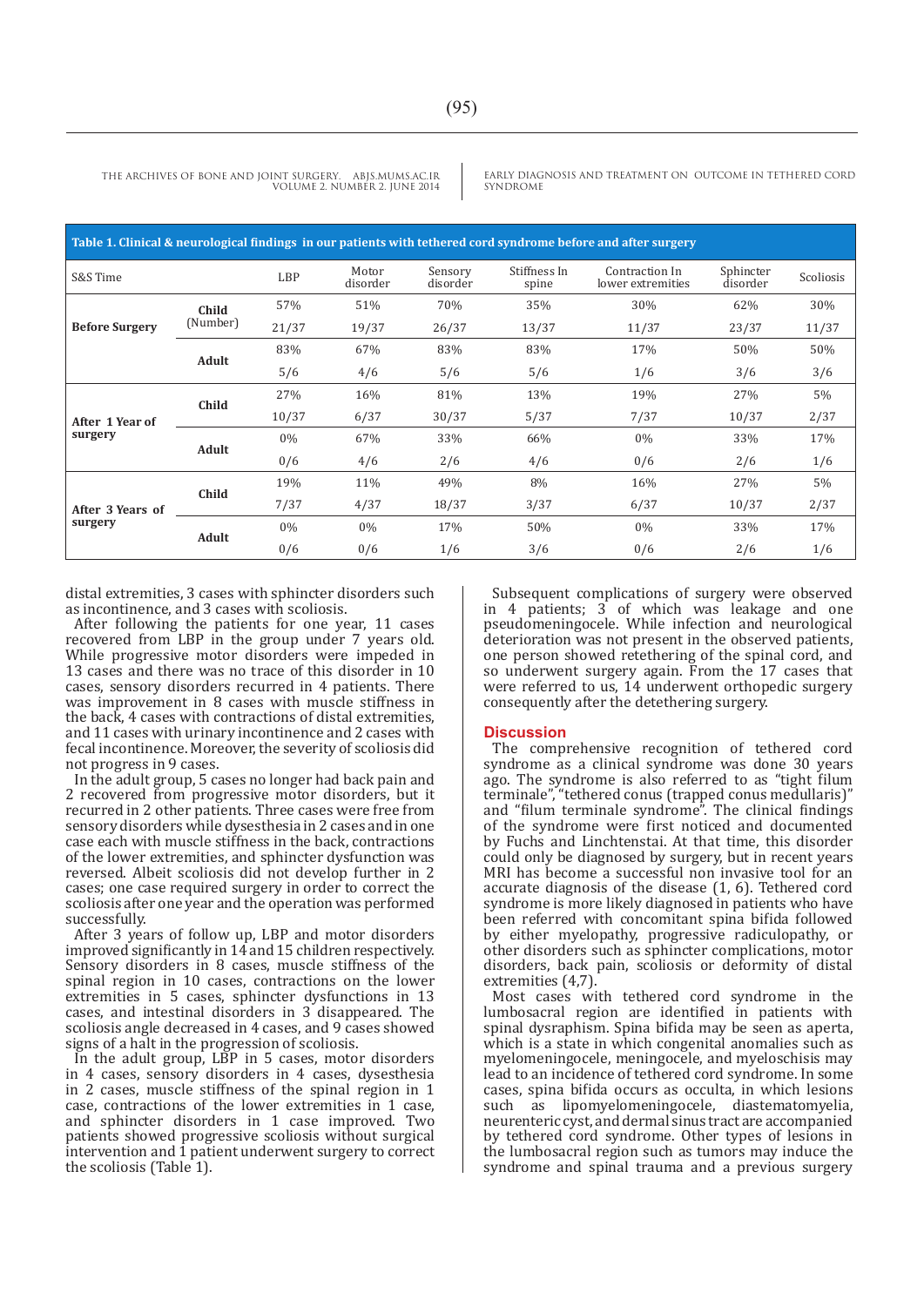**Table 1. Clinical & neurological findings in our patients with tethered cord syndrome before and after surgery**

| S&S Time | | LBP | Motor disorder | Sensory disorder | Stiffness In spine | Contraction In lower extremities | Sphincter disorder | Scoliosis |
|---|---|---|---|---|---|---|---|---|
| Before Surgery | Child (Number) | 57% | 51% | 70% | 35% | 30% | 62% | 30% |
| | | 21/37 | 19/37 | 26/37 | 13/37 | 11/37 | 23/37 | 11/37 |
| | Adult | 83% | 67% | 83% | 83% | 17% | 50% | 50% |
| | | 5/6 | 4/6 | 5/6 | 5/6 | 1/6 | 3/6 | 3/6 |
| After 1 Year of surgery | Child | 27% | 16% | 81% | 13% | 19% | 27% | 5% |
| | | 10/37 | 6/37 | 30/37 | 5/37 | 7/37 | 10/37 | 2/37 |
| | Adult | 0% | 67% | 33% | 66% | 0% | 33% | 17% |
| | | 0/6 | 4/6 | 2/6 | 4/6 | 0/6 | 2/6 | 1/6 |
| After 3 Years of surgery | Child | 19% | 11% | 49% | 8% | 16% | 27% | 5% |
| | | 7/37 | 4/37 | 18/37 | 3/37 | 6/37 | 10/37 | 2/37 |
| | Adult | 0% | 0% | 17% | 50% | 0% | 33% | 17% |
| | | 0/6 | 0/6 | 1/6 | 3/6 | 0/6 | 2/6 | 1/6 |

distal extremities, 3 cases with sphincter disorders such as incontinence, and 3 cases with scoliosis.

After following the patients for one year, 11 cases recovered from LBP in the group under 7 years old. While progressive motor disorders were impeded in 13 cases and there was no trace of this disorder in 10 cases, sensory disorders recurred in 4 patients. There was improvement in 8 cases with muscle stiffness in the back, 4 cases with contractions of distal extremities, and 11 cases with urinary incontinence and 2 cases with fecal incontinence. Moreover, the severity of scoliosis did not progress in 9 cases.

In the adult group, 5 cases no longer had back pain and 2 recovered from progressive motor disorders, but it recurred in 2 other patients. Three cases were free from sensory disorders while dysesthesia in 2 cases and in one case each with muscle stiffness in the back, contractions of the lower extremities, and sphincter dysfunction was reversed. Albeit scoliosis did not develop further in 2 cases; one case required surgery in order to correct the scoliosis after one year and the operation was performed successfully.

After 3 years of follow up, LBP and motor disorders improved significantly in 14 and 15 children respectively. Sensory disorders in 8 cases, muscle stiffness of the spinal region in 10 cases, contractions on the lower extremities in 5 cases, sphincter dysfunctions in 13 cases, and intestinal disorders in 3 disappeared. The scoliosis angle decreased in 4 cases, and 9 cases showed signs of a halt in the progression of scoliosis.

In the adult group, LBP in 5 cases, motor disorders in 4 cases, sensory disorders in 4 cases, dysesthesia in 2 cases, muscle stiffness of the spinal region in 1 case, contractions of the lower extremities in 1 case, and sphincter disorders in 1 case improved. Two patients showed progressive scoliosis without surgical intervention and 1 patient underwent surgery to correct the scoliosis (Table 1).

Subsequent complications of surgery were observed in 4 patients; 3 of which was leakage and one pseudomeningocele. While infection and neurological deterioration was not present in the observed patients, one person showed retethering of the spinal cord, and so underwent surgery again. From the 17 cases that were referred to us, 14 underwent orthopedic surgery consequently after the detethering surgery.

## Discussion

The comprehensive recognition of tethered cord syndrome as a clinical syndrome was done some 30 years ago. The syndrome is also referred to as "tight filum terminale", "tethered conus (trapped conus medullaris)" and "filum terminale syndrome". The clinical findings of the syndrome were first noticed and documented by Fuchs and Linchtenstai. At that time, this disorder could only be diagnosed by surgery, but in recent years MRI has become a successful non invasive tool for an accurate diagnosis of the disease (1, 6). Tethered cord syndrome is more likely diagnosed in patients who have been referred with concomitant spina bifida followed by either myelopathy, progressive radiculopathy, or other disorders such as sphincter complications, motor disorders, back pain, scoliosis or deformity of distal extremities (4,7).

Most cases with tethered cord syndrome in the lumbosacral region are identified in patients with spinal dysraphism. Spina bifida may be seen as aperta, which is a state in which congenital anomalies such as myelomeningocele, meningocele, and myeloschisis may lead to an incidence of tethered cord syndrome. In some cases, spina bifida occurs as occulta, in which lesions such as lipomyelomeningocele, diastematomyelia, neurenteric cyst, and dermal sinus tract are accompanied by tethered cord syndrome. Other types of lesions in the lumbosacral region such as tumors may induce the syndrome and spinal trauma and a previous surgery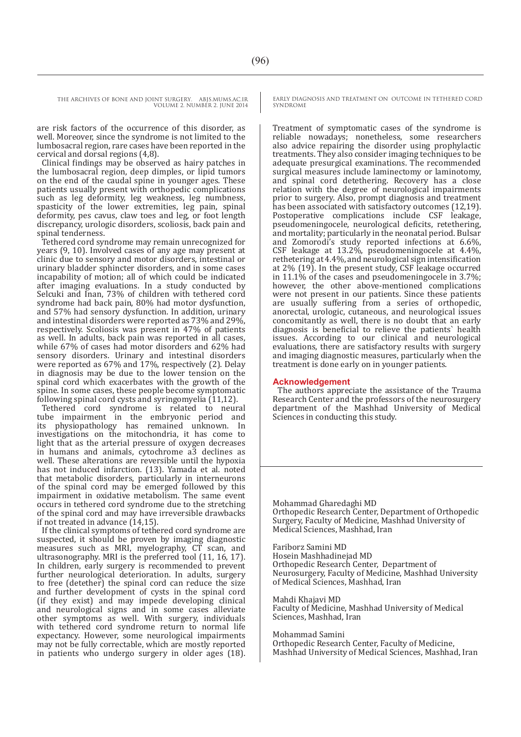are risk factors of the occurrence of this disorder, as well. Moreover, since the syndrome is not limited to the lumbosacral region, rare cases have been reported in the cervical and dorsal regions (4,8).

Clinical findings may be observed as hairy patches in the lumbosacral region, deep dimples, or lipid tumors on the end of the caudal spine in younger ages. These patients usually present with orthopedic complications such as leg deformity, leg weakness, leg numbness, spasticity of the lower extremities, leg pain, spinal deformity, pes cavus, claw toes and leg, or foot length discrepancy, urologic disorders, scoliosis, back pain and spinal tenderness.

Tethered cord syndrome may remain unrecognized for years (9, 10). Involved cases of any age may present at clinic due to sensory and motor disorders, intestinal or urinary bladder sphincter disorders, and in some cases incapability of motion; all of which could be indicated after imaging evaluations. In a study conducted by Selcuki and Inan, 73% of children with tethered cord syndrome had back pain, 80% had motor dysfunction, and 57% had sensory dysfunction. In addition, urinary and intestinal disorders were reported as 73% and 29%, respectively. Scoliosis was present in 47% of patients as well. In adults, back pain was reported in all cases, while 67% of cases had motor disorders and 62% had sensory disorders. Urinary and intestinal disorders were reported as 67% and 17%, respectively (2). Delay in diagnosis may be due to the lower tension on the spinal cord which exacerbates with the growth of the spine. In some cases, these people become symptomatic following spinal cord cysts and syringomyelia (11,12).

Tethered cord syndrome is related to neural tube impairment in the embryonic period and its physiopathology has remained unknown. In investigations on the mitochondria, it has come to light that as the arterial pressure of oxygen decreases in humans and animals, cytochrome a3 declines as well. These alterations are reversible until the hypoxia has not induced infarction. (13). Yamada et al. noted that metabolic disorders, particularly in interneurons of the spinal cord may be emerged followed by this impairment in oxidative metabolism. The same event occurs in tethered cord syndrome due to the stretching of the spinal cord and may have irreversible drawbacks if not treated in advance (14,15).

If the clinical symptoms of tethered cord syndrome are suspected, it should be proven by imaging diagnostic measures such as MRI, myelography, CT scan, and ultrasonography. MRI is the preferred tool (11, 16, 17). In children, early surgery is recommended to prevent further neurological deterioration. In adults, surgery to free (detether) the spinal cord can reduce the size and further development of cysts in the spinal cord (if they exist) and may impede developing clinical and neurological signs and in some cases alleviate other symptoms as well. With surgery, individuals with tethered cord syndrome return to normal life expectancy. However, some neurological impairments may not be fully correctable, which are mostly reported in patients who undergo surgery in older ages (18).

Treatment of symptomatic cases of the syndrome is reliable nowadays; nonetheless, some researchers also advice repairing the disorder using prophylactic treatments. They also consider imaging techniques to be adequate presurgical examinations. The recommended surgical measures include laminectomy or laminotomy, and spinal cord detethering. Recovery has a close relation with the degree of neurological impairments prior to surgery. Also, prompt diagnosis and treatment has been associated with satisfactory outcomes (12,19). Postoperative complications include CSF leakage, pseudomeningocele, neurological deficits, retethering, and mortality; particularly in the neonatal period. Bulsar and Zomorodi's study reported infections at 6.6%, CSF leakage at 13.2%, pseudomeningocele at 4.4%, retethering at 4.4%, and neurological sign intensification at 2% (19). In the present study, CSF leakage occurred in 11.1% of the cases and pseudomeningocele in 3.7%; however, the other above-mentioned complications were not present in our patients. Since these patients are usually suffering from a series of orthopedic, anorectal, urologic, cutaneous, and neurological issues concomitantly as well, there is no doubt that an early diagnosis is beneficial to relieve the patients` health issues. According to our clinical and neurological evaluations, there are satisfactory results with surgery and imaging diagnostic measures, particularly when the treatment is done early on in younger patients.

## Acknowledgement

The authors appreciate the assistance of the Trauma Research Center and the professors of the neurosurgery department of the Mashhad University of Medical Sciences in conducting this study.

Mohammad Gharedaghi MD
Orthopedic Research Center, Department of Orthopedic Surgery, Faculty of Medicine, Mashhad University of Medical Sciences, Mashhad, Iran

Fariborz Samini MD
Hosein Mashhadinejad MD
Orthopedic Research Center, Department of Neurosurgery, Faculty of Medicine, Mashhad University of Medical Sciences, Mashhad, Iran

Mahdi Khajavi MD
Faculty of Medicine, Mashhad University of Medical Sciences, Mashhad, Iran

Mohammad Samini
Orthopedic Research Center, Faculty of Medicine, Mashhad University of Medical Sciences, Mashhad, Iran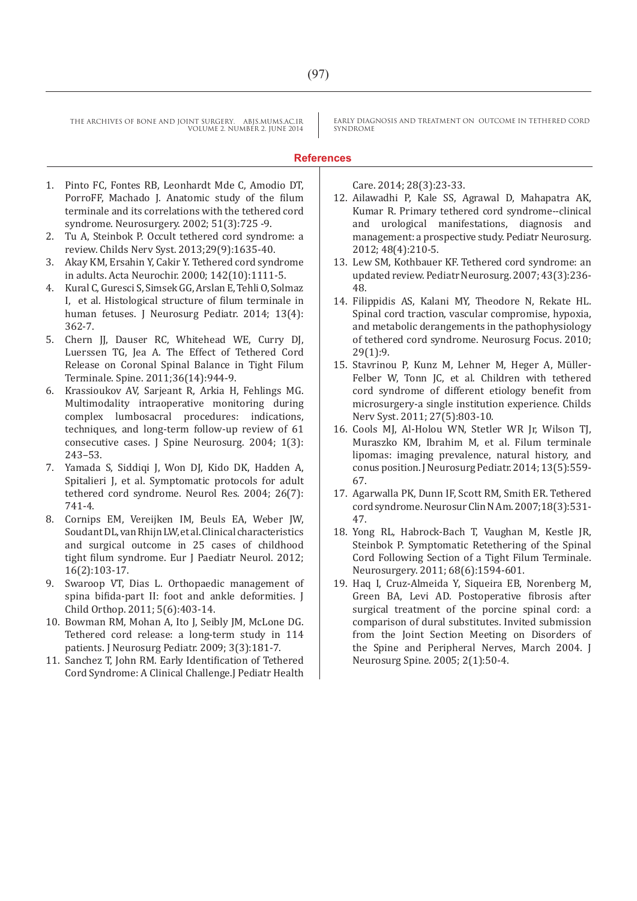## References

1. Pinto FC, Fontes RB, Leonhardt Mde C, Amodio DT, PorroFF, Machado J. Anatomic study of the filum terminale and its correlations with the tethered cord syndrome. Neurosurgery. 2002; 51(3):725 -9.
2. Tu A, Steinbok P. Occult tethered cord syndrome: a review. Childs Nerv Syst. 2013;29(9):1635-40.
3. Akay KM, Ersahin Y, Cakir Y. Tethered cord syndrome in adults. Acta Neurochir. 2000; 142(10):1111-5.
4. Kural C, Guresci S, Simsek GG, Arslan E, Tehli O, Solmaz I, et al. Histological structure of filum terminale in human fetuses. J Neurosurg Pediatr. 2014; 13(4): 362-7.
5. Chern JJ, Dauser RC, Whitehead WE, Curry DJ, Luerssen TG, Jea A. The Effect of Tethered Cord Release on Coronal Spinal Balance in Tight Filum Terminale. Spine. 2011;36(14):944-9.
6. Krassioukov AV, Sarjeant R, Arkia H, Fehlings MG. Multimodality intraoperative monitoring during complex lumbosacral procedures: indications, techniques, and long-term follow-up review of 61 consecutive cases. J Spine Neurosurg. 2004; 1(3): 243–53.
7. Yamada S, Siddiqi J, Won DJ, Kido DK, Hadden A, Spitalieri J, et al. Symptomatic protocols for adult tethered cord syndrome. Neurol Res. 2004; 26(7): 741-4.
8. Cornips EM, Vereijken IM, Beuls EA, Weber JW, Soudant DL, van Rhijn LW, et al. Clinical characteristics and surgical outcome in 25 cases of childhood tight filum syndrome. Eur J Paediatr Neurol. 2012; 16(2):103-17.
9. Swaroop VT, Dias L. Orthopaedic management of spina bifida-part II: foot and ankle deformities. J Child Orthop. 2011; 5(6):403-14.
10. Bowman RM, Mohan A, Ito J, Seibly JM, McLone DG. Tethered cord release: a long-term study in 114 patients. J Neurosurg Pediatr. 2009; 3(3):181-7.
11. Sanchez T, John RM. Early Identification of Tethered Cord Syndrome: A Clinical Challenge.J Pediatr Health Care. 2014; 28(3):23-33.
12. Ailawadhi P, Kale SS, Agrawal D, Mahapatra AK, Kumar R. Primary tethered cord syndrome--clinical and urological manifestations, diagnosis and management: a prospective study. Pediatr Neurosurg. 2012; 48(4):210-5.
13. Lew SM, Kothbauer KF. Tethered cord syndrome: an updated review. Pediatr Neurosurg. 2007; 43(3):236-48.
14. Filippidis AS, Kalani MY, Theodore N, Rekate HL. Spinal cord traction, vascular compromise, hypoxia, and metabolic derangements in the pathophysiology of tethered cord syndrome. Neurosurg Focus. 2010; 29(1):9.
15. Stavrinou P, Kunz M, Lehner M, Heger A, Müller-Felber W, Tonn JC, et al. Children with tethered cord syndrome of different etiology benefit from microsurgery-a single institution experience. Childs Nerv Syst. 2011; 27(5):803-10.
16. Cools MJ, Al-Holou WN, Stetler WR Jr, Wilson TJ, Muraszko KM, Ibrahim M, et al. Filum terminale lipomas: imaging prevalence, natural history, and conus position. J Neurosurg Pediatr. 2014; 13(5):559-67.
17. Agarwalla PK, Dunn IF, Scott RM, Smith ER. Tethered cord syndrome. Neurosur Clin N Am. 2007;18(3):531-47.
18. Yong RL, Habrock-Bach T, Vaughan M, Kestle JR, Steinbok P. Symptomatic Retethering of the Spinal Cord Following Section of a Tight Filum Terminale. Neurosurgery. 2011; 68(6):1594-601.
19. Haq I, Cruz-Almeida Y, Siqueira EB, Norenberg M, Green BA, Levi AD. Postoperative fibrosis after surgical treatment of the porcine spinal cord: a comparison of dural substitutes. Invited submission from the Joint Section Meeting on Disorders of the Spine and Peripheral Nerves, March 2004. J Neurosurg Spine. 2005; 2(1):50-4.